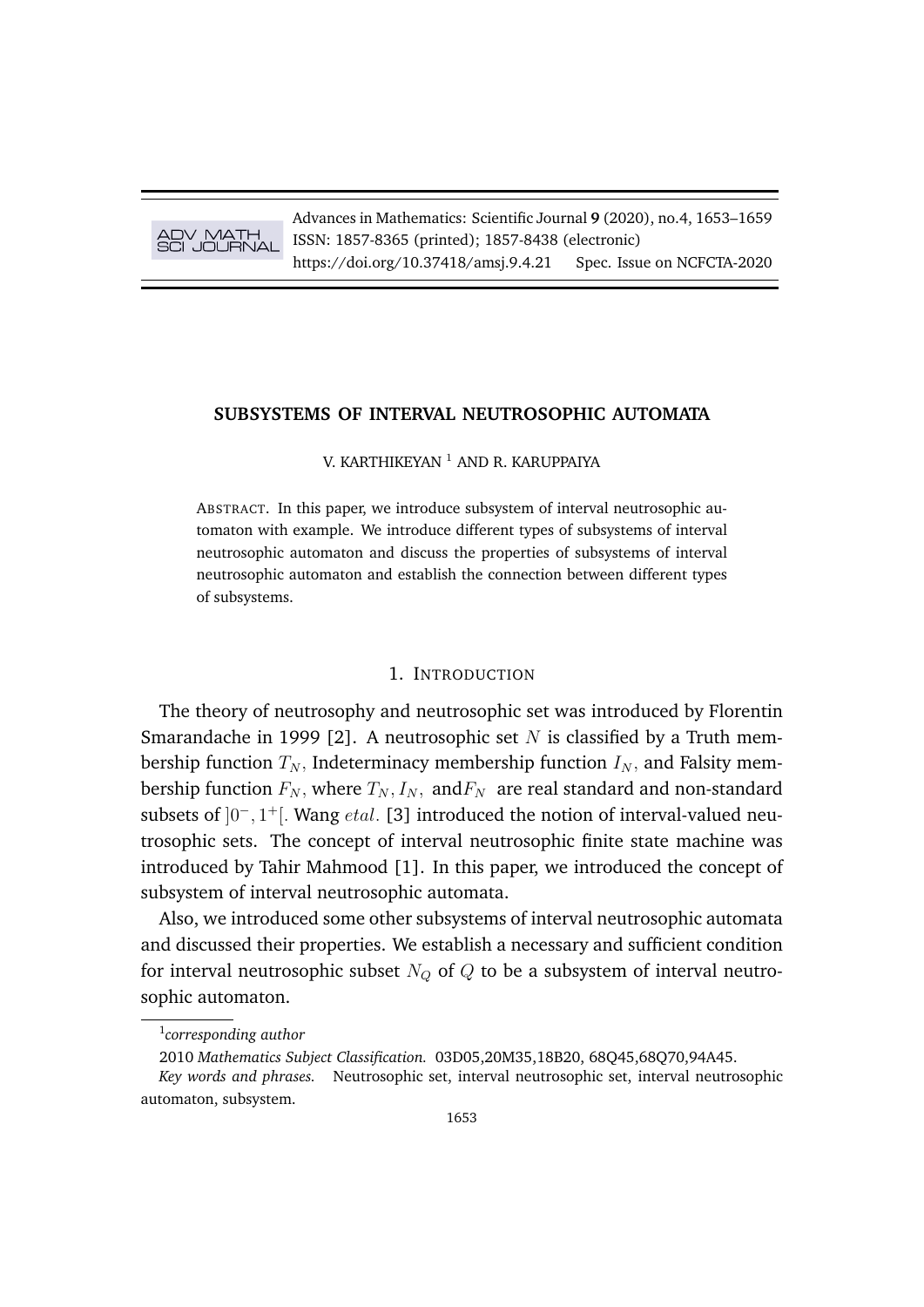# SUBSYSTEMS OF INTERVAL NEUTROSOPHIC AUTOMATA

V. KARTHIKEYAN [1] AND R. KARUPPAIYA

ABSTRACT. In this paper, we introduce subsystem of interval neutrosophic automaton with example. We introduce different types of subsystems of interval neutrosophic automaton and discuss the properties of subsystems of interval neutrosophic automaton and establish the connection between different types of subsystems.

## 1. INTRODUCTION

The theory of neutrosophy and neutrosophic set was introduced by Florentin Smarandache in 1999 [2]. A neutrosophic set $N$ is classified by a Truth membership function $T_N$, Indeterminacy membership function $I_N$, and Falsity membership function $F_N$, where $T_N, I_N,$ and $F_N$ are real standard and non-standard subsets of $]0^-, 1^+[$. Wang $et al.$ [3] introduced the notion of interval-valued neutrosophic sets. The concept of interval neutrosophic finite state machine was introduced by Tahir Mahmood [1]. In this paper, we introduced the concept of subsystem of interval neutrosophic automata.

Also, we introduced some other subsystems of interval neutrosophic automata and discussed their properties. We establish a necessary and sufficient condition for interval neutrosophic subset $N_Q$ of $Q$ to be a subsystem of interval neutrosophic automaton.

---

[1] *corresponding author*

2010 *Mathematics Subject Classification.* 03D05,20M35,18B20, 68Q45,68Q70,94A45.

*Key words and phrases.* Neutrosophic set, interval neutrosophic set, interval neutrosophic automaton, subsystem.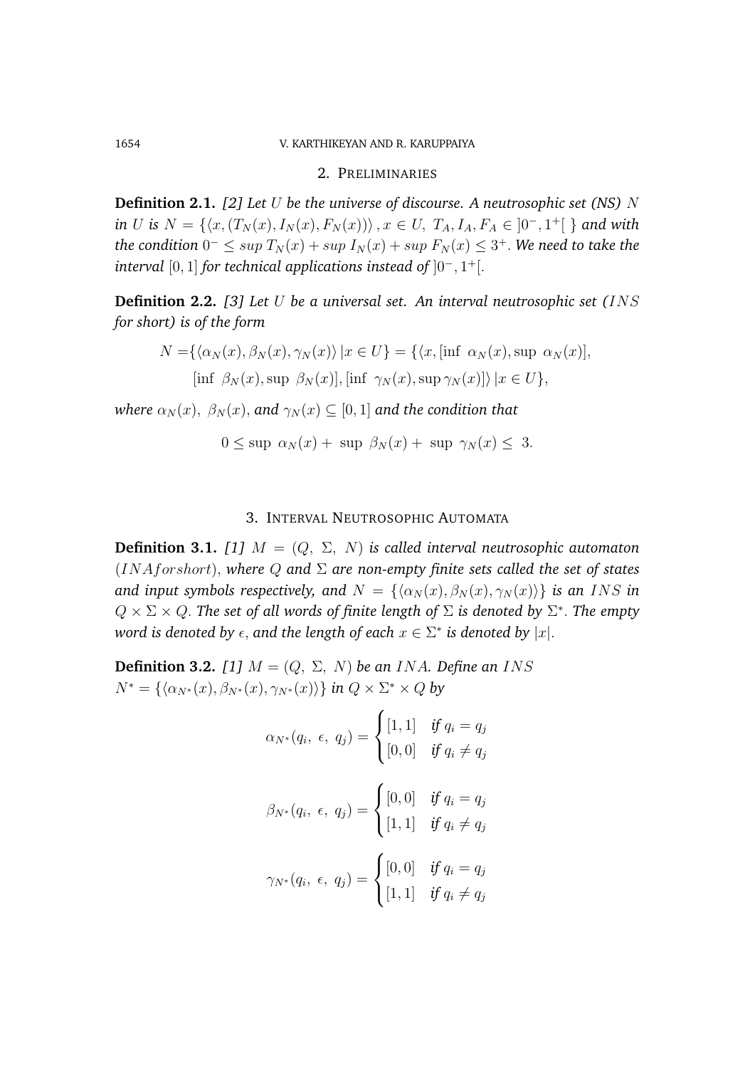## 2. PRELIMINARIES

**Definition 2.1.** *[2] Let $U$ be the universe of discourse. A neutrosophic set (NS) $N$ in $U$ is $N = \{\langle x, (T_N(x), I_N(x), F_N(x))\rangle, x \in U,\ T_A, I_A, F_A \in ]0^-, 1^+[\ \}$ and with the condition $0^- \leq sup\ T_N(x) + sup\ I_N(x) + sup\ F_N(x) \leq 3^+$. We need to take the interval $[0,1]$ for technical applications instead of $]0^-, 1^+[$.*

**Definition 2.2.** *[3] Let $U$ be a universal set. An interval neutrosophic set ($INS$ for short) is of the form*

$$N = \{\langle \alpha_N(x), \beta_N(x), \gamma_N(x)\rangle \,|x \in U\} = \{\langle x, [\inf\ \alpha_N(x), \sup\ \alpha_N(x)], [\inf\ \beta_N(x), \sup\ \beta_N(x)], [\inf\ \gamma_N(x), \sup \gamma_N(x)]\rangle \,|x \in U\},$$

*where $\alpha_N(x),\ \beta_N(x)$, and $\gamma_N(x) \subseteq [0,1]$ and the condition that*

$$0 \leq \sup\ \alpha_N(x) + \sup\ \beta_N(x) + \sup\ \gamma_N(x) \leq 3.$$

## 3. INTERVAL NEUTROSOPHIC AUTOMATA

**Definition 3.1.** *[1] $M = (Q,\ \Sigma,\ N)$ is called interval neutrosophic automaton ($INAforshort$), where $Q$ and $\Sigma$ are non-empty finite sets called the set of states and input symbols respectively, and $N = \{\langle \alpha_N(x), \beta_N(x), \gamma_N(x)\rangle\}$ is an $INS$ in $Q \times \Sigma \times Q$. The set of all words of finite length of $\Sigma$ is denoted by $\Sigma^*$. The empty word is denoted by $\epsilon$, and the length of each $x \in \Sigma^*$ is denoted by $|x|$.*

**Definition 3.2.** *[1] $M = (Q,\ \Sigma,\ N)$ be an $INA$. Define an $INS$ $N^* = \{\langle \alpha_{N^*}(x), \beta_{N^*}(x), \gamma_{N^*}(x)\rangle\}$ in $Q \times \Sigma^* \times Q$ by*

$$\alpha_{N^*}(q_i,\ \epsilon,\ q_j) = \begin{cases} [1,1] & \text{if } q_i = q_j \\ [0,0] & \text{if } q_i \neq q_j \end{cases}$$

$$\beta_{N^*}(q_i,\ \epsilon,\ q_j) = \begin{cases} [0,0] & \text{if } q_i = q_j \\ [1,1] & \text{if } q_i \neq q_j \end{cases}$$

$$\gamma_{N^*}(q_i,\ \epsilon,\ q_j) = \begin{cases} [0,0] & \text{if } q_i = q_j \\ [1,1] & \text{if } q_i \neq q_j \end{cases}$$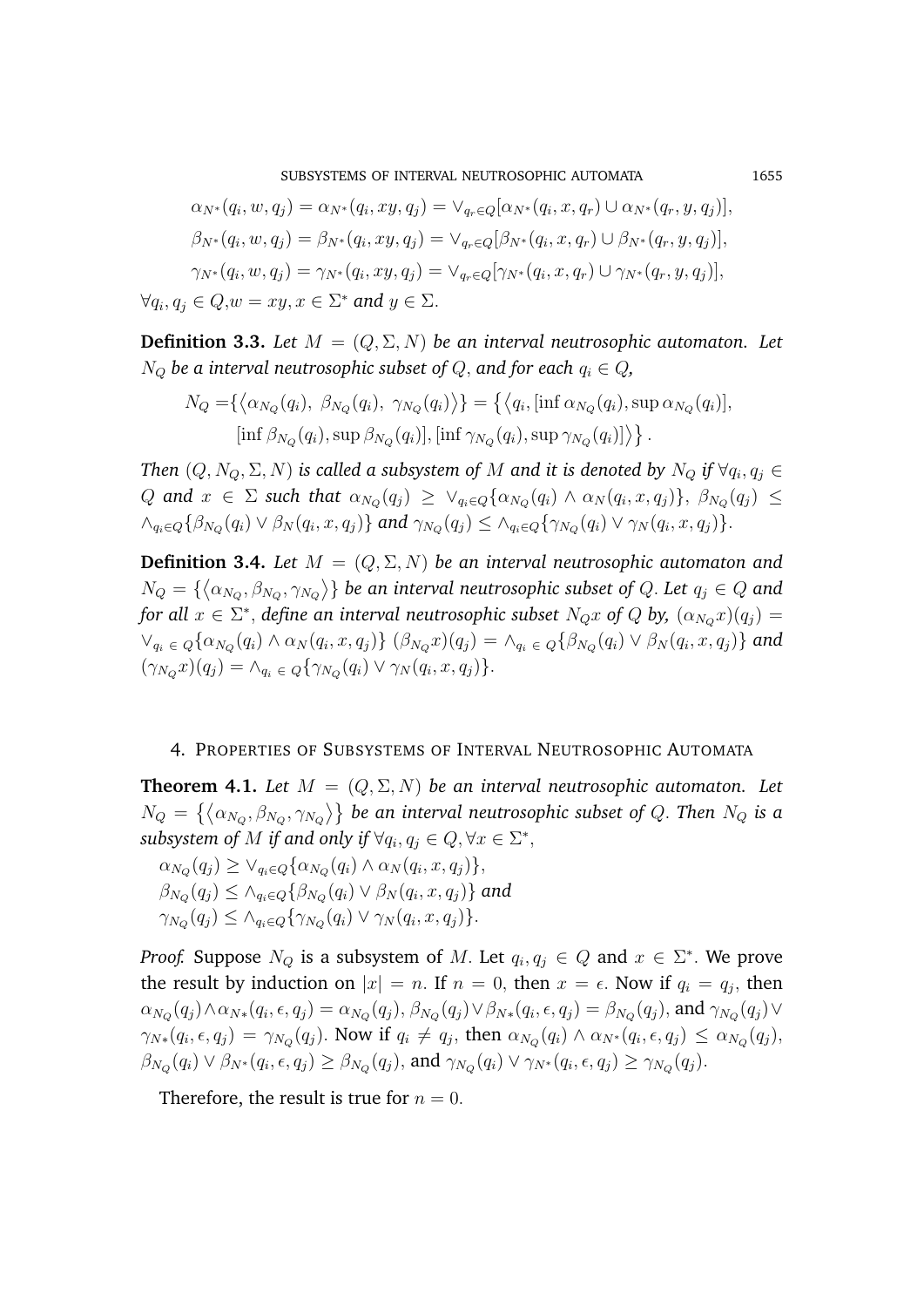$$\alpha_{N^*}(q_i, w, q_j) = \alpha_{N^*}(q_i, xy, q_j) = \vee_{q_r \in Q}[\alpha_{N^*}(q_i, x, q_r) \cup \alpha_{N^*}(q_r, y, q_j)],$$

$$\beta_{N^*}(q_i, w, q_j) = \beta_{N^*}(q_i, xy, q_j) = \vee_{q_r \in Q}[\beta_{N^*}(q_i, x, q_r) \cup \beta_{N^*}(q_r, y, q_j)],$$

$$\gamma_{N^*}(q_i, w, q_j) = \gamma_{N^*}(q_i, xy, q_j) = \vee_{q_r \in Q}[\gamma_{N^*}(q_i, x, q_r) \cup \gamma_{N^*}(q_r, y, q_j)],$$

$\forall q_i, q_j \in Q, w = xy, x \in \Sigma^*$ *and* $y \in \Sigma$.

**Definition 3.3.** *Let* $M = (Q, \Sigma, N)$ *be an interval neutrosophic automaton. Let* $N_Q$ *be a interval neutrosophic subset of* $Q$, *and for each* $q_i \in Q$,

$$N_Q = \{\langle \alpha_{N_Q}(q_i),\ \beta_{N_Q}(q_i),\ \gamma_{N_Q}(q_i)\rangle\} = \{\langle q_i, [\inf \alpha_{N_Q}(q_i), \sup \alpha_{N_Q}(q_i)], [\inf \beta_{N_Q}(q_i), \sup \beta_{N_Q}(q_i)], [\inf \gamma_{N_Q}(q_i), \sup \gamma_{N_Q}(q_i)]\rangle\}.$$

*Then* $(Q, N_Q, \Sigma, N)$ *is called a subsystem of* $M$ *and it is denoted by* $N_Q$ *if* $\forall q_i, q_j \in Q$ *and* $x \in \Sigma$ *such that* $\alpha_{N_Q}(q_j) \geq \vee_{q_i \in Q}\{\alpha_{N_Q}(q_i) \wedge \alpha_N(q_i, x, q_j)\}$, $\beta_{N_Q}(q_j) \leq \wedge_{q_i \in Q}\{\beta_{N_Q}(q_i) \vee \beta_N(q_i, x, q_j)\}$ *and* $\gamma_{N_Q}(q_j) \leq \wedge_{q_i \in Q}\{\gamma_{N_Q}(q_i) \vee \gamma_N(q_i, x, q_j)\}$.

**Definition 3.4.** *Let* $M = (Q, \Sigma, N)$ *be an interval neutrosophic automaton and* $N_Q = \{\langle \alpha_{N_Q}, \beta_{N_Q}, \gamma_{N_Q}\rangle\}$ *be an interval neutrosophic subset of* $Q$. *Let* $q_j \in Q$ *and for all* $x \in \Sigma^*$, *define an interval neutrosophic subset* $N_Q x$ *of* $Q$ *by,* $(\alpha_{N_Q} x)(q_j) = \vee_{q_i \in Q}\{\alpha_{N_Q}(q_i) \wedge \alpha_N(q_i, x, q_j)\}$ $(\beta_{N_Q} x)(q_j) = \wedge_{q_i \in Q}\{\beta_{N_Q}(q_i) \vee \beta_N(q_i, x, q_j)\}$ *and* $(\gamma_{N_Q} x)(q_j) = \wedge_{q_i \in Q}\{\gamma_{N_Q}(q_i) \vee \gamma_N(q_i, x, q_j)\}$.

## 4. Properties of Subsystems of Interval Neutrosophic Automata

**Theorem 4.1.** *Let* $M = (Q, \Sigma, N)$ *be an interval neutrosophic automaton. Let* $N_Q = \{\langle \alpha_{N_Q}, \beta_{N_Q}, \gamma_{N_Q}\rangle\}$ *be an interval neutrosophic subset of* $Q$. *Then* $N_Q$ *is a subsystem of* $M$ *if and only if* $\forall q_i, q_j \in Q, \forall x \in \Sigma^*$,

$\alpha_{N_Q}(q_j) \geq \vee_{q_i \in Q}\{\alpha_{N_Q}(q_i) \wedge \alpha_N(q_i, x, q_j)\}$,
$\beta_{N_Q}(q_j) \leq \wedge_{q_i \in Q}\{\beta_{N_Q}(q_i) \vee \beta_N(q_i, x, q_j)\}$ *and*
$\gamma_{N_Q}(q_j) \leq \wedge_{q_i \in Q}\{\gamma_{N_Q}(q_i) \vee \gamma_N(q_i, x, q_j)\}$.

*Proof.* Suppose $N_Q$ is a subsystem of $M$. Let $q_i, q_j \in Q$ and $x \in \Sigma^*$. We prove the result by induction on $|x| = n$. If $n = 0$, then $x = \epsilon$. Now if $q_i = q_j$, then $\alpha_{N_Q}(q_j) \wedge \alpha_{N^*}(q_i, \epsilon, q_j) = \alpha_{N_Q}(q_j)$, $\beta_{N_Q}(q_j) \vee \beta_{N*}(q_i, \epsilon, q_j) = \beta_{N_Q}(q_j)$, and $\gamma_{N_Q}(q_j) \vee \gamma_{N*}(q_i, \epsilon, q_j) = \gamma_{N_Q}(q_j)$. Now if $q_i \neq q_j$, then $\alpha_{N_Q}(q_i) \wedge \alpha_{N^*}(q_i, \epsilon, q_j) \leq \alpha_{N_Q}(q_j)$, $\beta_{N_Q}(q_i) \vee \beta_{N^*}(q_i, \epsilon, q_j) \geq \beta_{N_Q}(q_j)$, and $\gamma_{N_Q}(q_i) \vee \gamma_{N^*}(q_i, \epsilon, q_j) \geq \gamma_{N_Q}(q_j)$.

Therefore, the result is true for $n = 0$.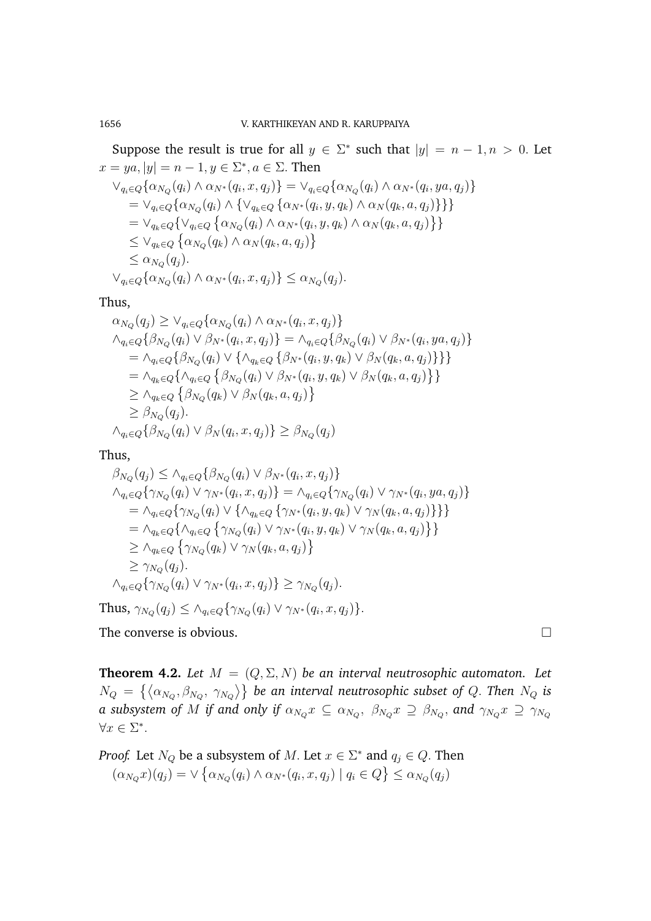Suppose the result is true for all $y \in \Sigma^*$ such that $|y| = n-1, n > 0$. Let $x = ya, |y| = n-1, y \in \Sigma^*, a \in \Sigma$. Then

$$
\begin{aligned}
&\vee_{q_i \in Q}\{\alpha_{N_Q}(q_i) \wedge \alpha_{N^*}(q_i, x, q_j)\} = \vee_{q_i \in Q}\{\alpha_{N_Q}(q_i) \wedge \alpha_{N^*}(q_i, ya, q_j)\} \\
&\quad = \vee_{q_i \in Q}\{\alpha_{N_Q}(q_i) \wedge \{\vee_{q_k \in Q}\{\alpha_{N^*}(q_i, y, q_k) \wedge \alpha_N(q_k, a, q_j)\}\}\} \\
&\quad = \vee_{q_k \in Q}\{\vee_{q_i \in Q}\{\alpha_{N_Q}(q_i) \wedge \alpha_{N^*}(q_i, y, q_k) \wedge \alpha_N(q_k, a, q_j)\}\} \\
&\quad \leq \vee_{q_k \in Q}\{\alpha_{N_Q}(q_k) \wedge \alpha_N(q_k, a, q_j)\} \\
&\quad \leq \alpha_{N_Q}(q_j). \\
&\vee_{q_i \in Q}\{\alpha_{N_Q}(q_i) \wedge \alpha_{N^*}(q_i, x, q_j)\} \leq \alpha_{N_Q}(q_j).
\end{aligned}
$$

Thus,

$$
\begin{aligned}
&\alpha_{N_Q}(q_j) \geq \vee_{q_i \in Q}\{\alpha_{N_Q}(q_i) \wedge \alpha_{N^*}(q_i, x, q_j)\} \\
&\wedge_{q_i \in Q}\{\beta_{N_Q}(q_i) \vee \beta_{N^*}(q_i, x, q_j)\} = \wedge_{q_i \in Q}\{\beta_{N_Q}(q_i) \vee \beta_{N^*}(q_i, ya, q_j)\} \\
&\quad = \wedge_{q_i \in Q}\{\beta_{N_Q}(q_i) \vee \{\wedge_{q_k \in Q}\{\beta_{N^*}(q_i, y, q_k) \vee \beta_N(q_k, a, q_j)\}\}\} \\
&\quad = \wedge_{q_k \in Q}\{\wedge_{q_i \in Q}\{\beta_{N_Q}(q_i) \vee \beta_{N^*}(q_i, y, q_k) \vee \beta_N(q_k, a, q_j)\}\} \\
&\quad \geq \wedge_{q_k \in Q}\{\beta_{N_Q}(q_k) \vee \beta_N(q_k, a, q_j)\} \\
&\quad \geq \beta_{N_Q}(q_j). \\
&\wedge_{q_i \in Q}\{\beta_{N_Q}(q_i) \vee \beta_N(q_i, x, q_j)\} \geq \beta_{N_Q}(q_j)
\end{aligned}
$$

Thus,

$$
\begin{aligned}
&\beta_{N_Q}(q_j) \leq \wedge_{q_i \in Q}\{\beta_{N_Q}(q_i) \vee \beta_{N^*}(q_i, x, q_j)\} \\
&\wedge_{q_i \in Q}\{\gamma_{N_Q}(q_i) \vee \gamma_{N^*}(q_i, x, q_j)\} = \wedge_{q_i \in Q}\{\gamma_{N_Q}(q_i) \vee \gamma_{N^*}(q_i, ya, q_j)\} \\
&\quad = \wedge_{q_i \in Q}\{\gamma_{N_Q}(q_i) \vee \{\wedge_{q_k \in Q}\{\gamma_{N^*}(q_i, y, q_k) \vee \gamma_N(q_k, a, q_j)\}\}\} \\
&\quad = \wedge_{q_k \in Q}\{\wedge_{q_i \in Q}\{\gamma_{N_Q}(q_i) \vee \gamma_{N^*}(q_i, y, q_k) \vee \gamma_N(q_k, a, q_j)\}\} \\
&\quad \geq \wedge_{q_k \in Q}\{\gamma_{N_Q}(q_k) \vee \gamma_N(q_k, a, q_j)\} \\
&\quad \geq \gamma_{N_Q}(q_j). \\
&\wedge_{q_i \in Q}\{\gamma_{N_Q}(q_i) \vee \gamma_{N^*}(q_i, x, q_j)\} \geq \gamma_{N_Q}(q_j).
\end{aligned}
$$

Thus, $\gamma_{N_Q}(q_j) \leq \wedge_{q_i \in Q}\{\gamma_{N_Q}(q_i) \vee \gamma_{N^*}(q_i, x, q_j)\}$.

The converse is obvious. □

**Theorem 4.2.** *Let $M = (Q, \Sigma, N)$ be an interval neutrosophic automaton. Let $N_Q = \{\langle \alpha_{N_Q}, \beta_{N_Q}, \gamma_{N_Q} \rangle\}$ be an interval neutrosophic subset of $Q$. Then $N_Q$ is a subsystem of $M$ if and only if $\alpha_{N_Q}x \subseteq \alpha_{N_Q}$, $\beta_{N_Q}x \supseteq \beta_{N_Q}$, and $\gamma_{N_Q}x \supseteq \gamma_{N_Q}$ $\forall x \in \Sigma^*$.*

*Proof.* Let $N_Q$ be a subsystem of $M$. Let $x \in \Sigma^*$ and $q_j \in Q$. Then

$$
(\alpha_{N_Q}x)(q_j) = \vee\{\alpha_{N_Q}(q_i) \wedge \alpha_{N^*}(q_i, x, q_j) \mid q_i \in Q\} \leq \alpha_{N_Q}(q_j)
$$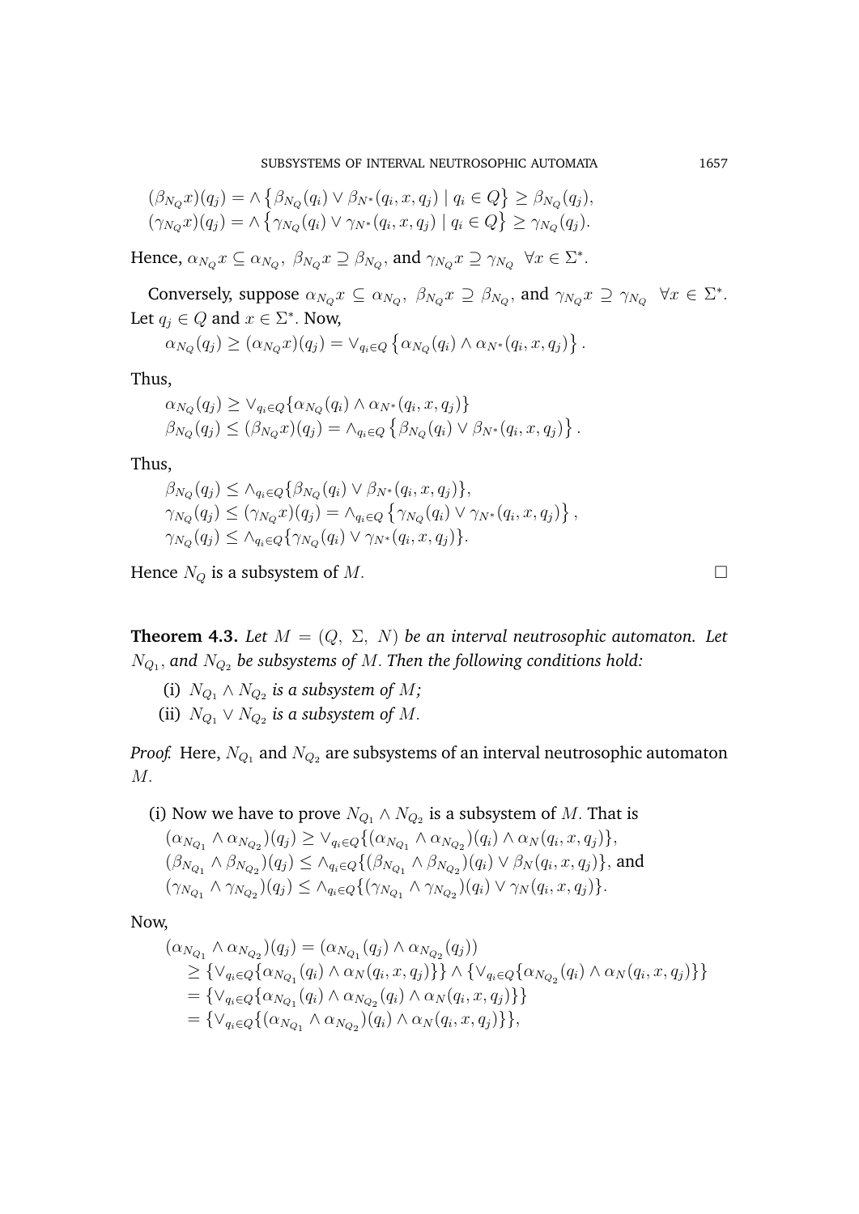$$(\beta_{N_Q}x)(q_j) = \wedge \left\{ \beta_{N_Q}(q_i) \vee \beta_{N^*}(q_i, x, q_j) \mid q_i \in Q \right\} \geq \beta_{N_Q}(q_j),$$
$$(\gamma_{N_Q}x)(q_j) = \wedge \left\{ \gamma_{N_Q}(q_i) \vee \gamma_{N^*}(q_i, x, q_j) \mid q_i \in Q \right\} \geq \gamma_{N_Q}(q_j).$$

Hence, $\alpha_{N_Q}x \subseteq \alpha_{N_Q},\ \beta_{N_Q}x \supseteq \beta_{N_Q}$, and $\gamma_{N_Q}x \supseteq \gamma_{N_Q}\ \ \forall x \in \Sigma^*$.

Conversely, suppose $\alpha_{N_Q}x \subseteq \alpha_{N_Q},\ \beta_{N_Q}x \supseteq \beta_{N_Q}$, and $\gamma_{N_Q}x \supseteq \gamma_{N_Q}\ \ \forall x \in \Sigma^*$. Let $q_j \in Q$ and $x \in \Sigma^*$. Now,

$$\alpha_{N_Q}(q_j) \geq (\alpha_{N_Q}x)(q_j) = \vee_{q_i \in Q} \left\{ \alpha_{N_Q}(q_i) \wedge \alpha_{N^*}(q_i, x, q_j) \right\}.$$

Thus,

$$\alpha_{N_Q}(q_j) \geq \vee_{q_i \in Q}\{\alpha_{N_Q}(q_i) \wedge \alpha_{N^*}(q_i, x, q_j)\}$$
$$\beta_{N_Q}(q_j) \leq (\beta_{N_Q}x)(q_j) = \wedge_{q_i \in Q} \left\{ \beta_{N_Q}(q_i) \vee \beta_{N^*}(q_i, x, q_j) \right\}.$$

Thus,

$$\beta_{N_Q}(q_j) \leq \wedge_{q_i \in Q}\{\beta_{N_Q}(q_i) \vee \beta_{N^*}(q_i, x, q_j)\},$$
$$\gamma_{N_Q}(q_j) \leq (\gamma_{N_Q}x)(q_j) = \wedge_{q_i \in Q} \left\{ \gamma_{N_Q}(q_i) \vee \gamma_{N^*}(q_i, x, q_j) \right\},$$
$$\gamma_{N_Q}(q_j) \leq \wedge_{q_i \in Q}\{\gamma_{N_Q}(q_i) \vee \gamma_{N^*}(q_i, x, q_j)\}.$$

Hence $N_Q$ is a subsystem of $M$. □

**Theorem 4.3.** *Let $M = (Q,\ \Sigma,\ N)$ be an interval neutrosophic automaton. Let $N_{Q_1}$, and $N_{Q_2}$ be subsystems of $M$. Then the following conditions hold:*

(i) *$N_{Q_1} \wedge N_{Q_2}$ is a subsystem of $M$;*

(ii) *$N_{Q_1} \vee N_{Q_2}$ is a subsystem of $M$.*

*Proof.* Here, $N_{Q_1}$ and $N_{Q_2}$ are subsystems of an interval neutrosophic automaton $M$.

(i) Now we have to prove $N_{Q_1} \wedge N_{Q_2}$ is a subsystem of $M$. That is

$(\alpha_{N_{Q_1}} \wedge \alpha_{N_{Q_2}})(q_j) \geq \vee_{q_i \in Q}\{(\alpha_{N_{Q_1}} \wedge \alpha_{N_{Q_2}})(q_i) \wedge \alpha_N(q_i, x, q_j)\}$,
$(\beta_{N_{Q_1}} \wedge \beta_{N_{Q_2}})(q_j) \leq \wedge_{q_i \in Q}\{(\beta_{N_{Q_1}} \wedge \beta_{N_{Q_2}})(q_i) \vee \beta_N(q_i, x, q_j)\}$, and
$(\gamma_{N_{Q_1}} \wedge \gamma_{N_{Q_2}})(q_j) \leq \wedge_{q_i \in Q}\{(\gamma_{N_{Q_1}} \wedge \gamma_{N_{Q_2}})(q_i) \vee \gamma_N(q_i, x, q_j)\}$.

Now,

$$\begin{aligned}
(\alpha_{N_{Q_1}} \wedge \alpha_{N_{Q_2}})(q_j) &= (\alpha_{N_{Q_1}}(q_j) \wedge \alpha_{N_{Q_2}}(q_j)) \\
&\geq \{\vee_{q_i \in Q}\{\alpha_{N_{Q_1}}(q_i) \wedge \alpha_N(q_i, x, q_j)\}\} \wedge \{\vee_{q_i \in Q}\{\alpha_{N_{Q_2}}(q_i) \wedge \alpha_N(q_i, x, q_j)\}\} \\
&= \{\vee_{q_i \in Q}\{\alpha_{N_{Q_1}}(q_i) \wedge \alpha_{N_{Q_2}}(q_i) \wedge \alpha_N(q_i, x, q_j)\}\} \\
&= \{\vee_{q_i \in Q}\{(\alpha_{N_{Q_1}} \wedge \alpha_{N_{Q_2}})(q_i) \wedge \alpha_N(q_i, x, q_j)\}\},
\end{aligned}$$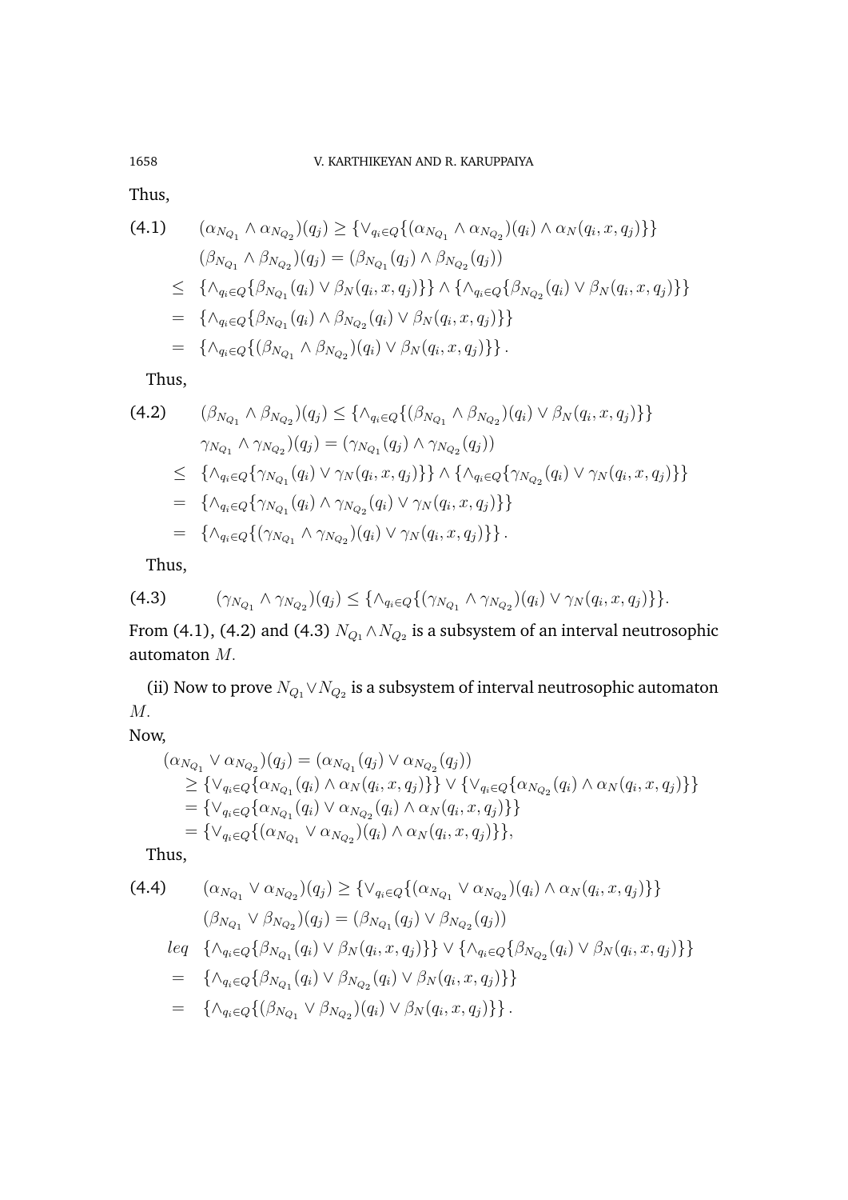Thus,

$$
\begin{aligned}
(4.1) \qquad & (\alpha_{N_{Q_1}} \wedge \alpha_{N_{Q_2}})(q_j) \geq \{\vee_{q_i \in Q}\{(\alpha_{N_{Q_1}} \wedge \alpha_{N_{Q_2}})(q_i) \wedge \alpha_N(q_i, x, q_j)\}\} \\
& (\beta_{N_{Q_1}} \wedge \beta_{N_{Q_2}})(q_j) = (\beta_{N_{Q_1}}(q_j) \wedge \beta_{N_{Q_2}}(q_j)) \\
\leq \;& \{\wedge_{q_i \in Q}\{\beta_{N_{Q_1}}(q_i) \vee \beta_N(q_i, x, q_j)\}\} \wedge \{\wedge_{q_i \in Q}\{\beta_{N_{Q_2}}(q_i) \vee \beta_N(q_i, x, q_j)\}\} \\
= \;& \{\wedge_{q_i \in Q}\{\beta_{N_{Q_1}}(q_i) \wedge \beta_{N_{Q_2}}(q_i) \vee \beta_N(q_i, x, q_j)\}\} \\
= \;& \{\wedge_{q_i \in Q}\{(\beta_{N_{Q_1}} \wedge \beta_{N_{Q_2}})(q_i) \vee \beta_N(q_i, x, q_j)\}\}.
\end{aligned}
$$

Thus,

$$
\begin{aligned}
(4.2) \qquad & (\beta_{N_{Q_1}} \wedge \beta_{N_{Q_2}})(q_j) \leq \{\wedge_{q_i \in Q}\{(\beta_{N_{Q_1}} \wedge \beta_{N_{Q_2}})(q_i) \vee \beta_N(q_i, x, q_j)\}\} \\
& \gamma_{N_{Q_1}} \wedge \gamma_{N_{Q_2}})(q_j) = (\gamma_{N_{Q_1}}(q_j) \wedge \gamma_{N_{Q_2}}(q_j)) \\
\leq \;& \{\wedge_{q_i \in Q}\{\gamma_{N_{Q_1}}(q_i) \vee \gamma_N(q_i, x, q_j)\}\} \wedge \{\wedge_{q_i \in Q}\{\gamma_{N_{Q_2}}(q_i) \vee \gamma_N(q_i, x, q_j)\}\} \\
= \;& \{\wedge_{q_i \in Q}\{\gamma_{N_{Q_1}}(q_i) \wedge \gamma_{N_{Q_2}}(q_i) \vee \gamma_N(q_i, x, q_j)\}\} \\
= \;& \{\wedge_{q_i \in Q}\{(\gamma_{N_{Q_1}} \wedge \gamma_{N_{Q_2}})(q_i) \vee \gamma_N(q_i, x, q_j)\}\}.
\end{aligned}
$$

Thus,

$$
(4.3) \qquad (\gamma_{N_{Q_1}} \wedge \gamma_{N_{Q_2}})(q_j) \leq \{\wedge_{q_i \in Q}\{(\gamma_{N_{Q_1}} \wedge \gamma_{N_{Q_2}})(q_i) \vee \gamma_N(q_i, x, q_j)\}\}.
$$

From (4.1), (4.2) and (4.3) $N_{Q_1} \wedge N_{Q_2}$ is a subsystem of an interval neutrosophic automaton $M$.

(ii) Now to prove $N_{Q_1} \vee N_{Q_2}$ is a subsystem of interval neutrosophic automaton $M$.

Now,

$$
\begin{aligned}
(\alpha_{N_{Q_1}} \vee \alpha_{N_{Q_2}})(q_j) &= (\alpha_{N_{Q_1}}(q_j) \vee \alpha_{N_{Q_2}}(q_j)) \\
&\geq \{\vee_{q_i \in Q}\{\alpha_{N_{Q_1}}(q_i) \wedge \alpha_N(q_i, x, q_j)\}\} \vee \{\vee_{q_i \in Q}\{\alpha_{N_{Q_2}}(q_i) \wedge \alpha_N(q_i, x, q_j)\}\} \\
&= \{\vee_{q_i \in Q}\{\alpha_{N_{Q_1}}(q_i) \vee \alpha_{N_{Q_2}}(q_i) \wedge \alpha_N(q_i, x, q_j)\}\} \\
&= \{\vee_{q_i \in Q}\{(\alpha_{N_{Q_1}} \vee \alpha_{N_{Q_2}})(q_i) \wedge \alpha_N(q_i, x, q_j)\}\},
\end{aligned}
$$

Thus,

$$
\begin{aligned}
(4.4) \qquad & (\alpha_{N_{Q_1}} \vee \alpha_{N_{Q_2}})(q_j) \geq \{\vee_{q_i \in Q}\{(\alpha_{N_{Q_1}} \vee \alpha_{N_{Q_2}})(q_i) \wedge \alpha_N(q_i, x, q_j)\}\} \\
& (\beta_{N_{Q_1}} \vee \beta_{N_{Q_2}})(q_j) = (\beta_{N_{Q_1}}(q_j) \vee \beta_{N_{Q_2}}(q_j)) \\
leq \;& \{\wedge_{q_i \in Q}\{\beta_{N_{Q_1}}(q_i) \vee \beta_N(q_i, x, q_j)\}\} \vee \{\wedge_{q_i \in Q}\{\beta_{N_{Q_2}}(q_i) \vee \beta_N(q_i, x, q_j)\}\} \\
= \;& \{\wedge_{q_i \in Q}\{\beta_{N_{Q_1}}(q_i) \vee \beta_{N_{Q_2}}(q_i) \vee \beta_N(q_i, x, q_j)\}\} \\
= \;& \{\wedge_{q_i \in Q}\{(\beta_{N_{Q_1}} \vee \beta_{N_{Q_2}})(q_i) \vee \beta_N(q_i, x, q_j)\}\}.
\end{aligned}
$$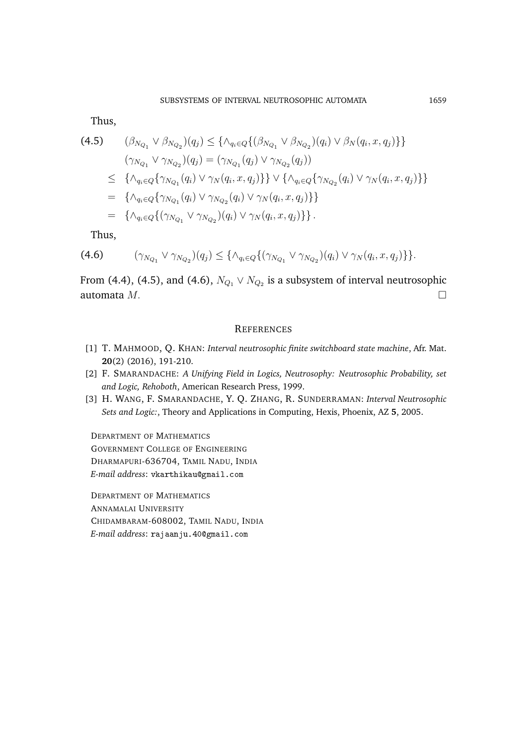Thus,

$$(\beta_{N_{Q_1}} \vee \beta_{N_{Q_2}})(q_j) \leq \{\wedge_{q_i \in Q}\{(\beta_{N_{Q_1}} \vee \beta_{N_{Q_2}})(q_i) \vee \beta_N(q_i, x, q_j)\}\} \tag{4.5}$$

$$\begin{aligned}
& (\gamma_{N_{Q_1}} \vee \gamma_{N_{Q_2}})(q_j) = (\gamma_{N_{Q_1}}(q_j) \vee \gamma_{N_{Q_2}}(q_j)) \\
\leq \;& \{\wedge_{q_i \in Q}\{\gamma_{N_{Q_1}}(q_i) \vee \gamma_N(q_i, x, q_j)\}\} \vee \{\wedge_{q_i \in Q}\{\gamma_{N_{Q_2}}(q_i) \vee \gamma_N(q_i, x, q_j)\}\} \\
= \;& \{\wedge_{q_i \in Q}\{\gamma_{N_{Q_1}}(q_i) \vee \gamma_{N_{Q_2}}(q_i) \vee \gamma_N(q_i, x, q_j)\}\} \\
= \;& \{\wedge_{q_i \in Q}\{(\gamma_{N_{Q_1}} \vee \gamma_{N_{Q_2}})(q_i) \vee \gamma_N(q_i, x, q_j)\}\}.
\end{aligned}$$

Thus,

$$(\gamma_{N_{Q_1}} \vee \gamma_{N_{Q_2}})(q_j) \leq \{\wedge_{q_i \in Q}\{(\gamma_{N_{Q_1}} \vee \gamma_{N_{Q_2}})(q_i) \vee \gamma_N(q_i, x, q_j)\}\}. \tag{4.6}$$

From (4.4), (4.5), and (4.6), $N_{Q_1} \vee N_{Q_2}$ is a subsystem of interval neutrosophic automata $M$. □

## References

[1] T. Mahmood, Q. Khan: *Interval neutrosophic finite switchboard state machine*, Afr. Mat. **20**(2) (2016), 191-210.

[2] F. Smarandache: *A Unifying Field in Logics, Neutrosophy: Neutrosophic Probability, set and Logic, Rehoboth*, American Research Press, 1999.

[3] H. Wang, F. Smarandache, Y. Q. Zhang, R. Sunderraman: *Interval Neutrosophic Sets and Logic:*, Theory and Applications in Computing, Hexis, Phoenix, AZ **5**, 2005.

Department of Mathematics
Government College of Engineering
Dharmapuri-636704, Tamil Nadu, India
*E-mail address*: vkarthikau@gmail.com

Department of Mathematics
Annamalai University
Chidambaram-608002, Tamil Nadu, India
*E-mail address*: rajaanju.40@gmail.com